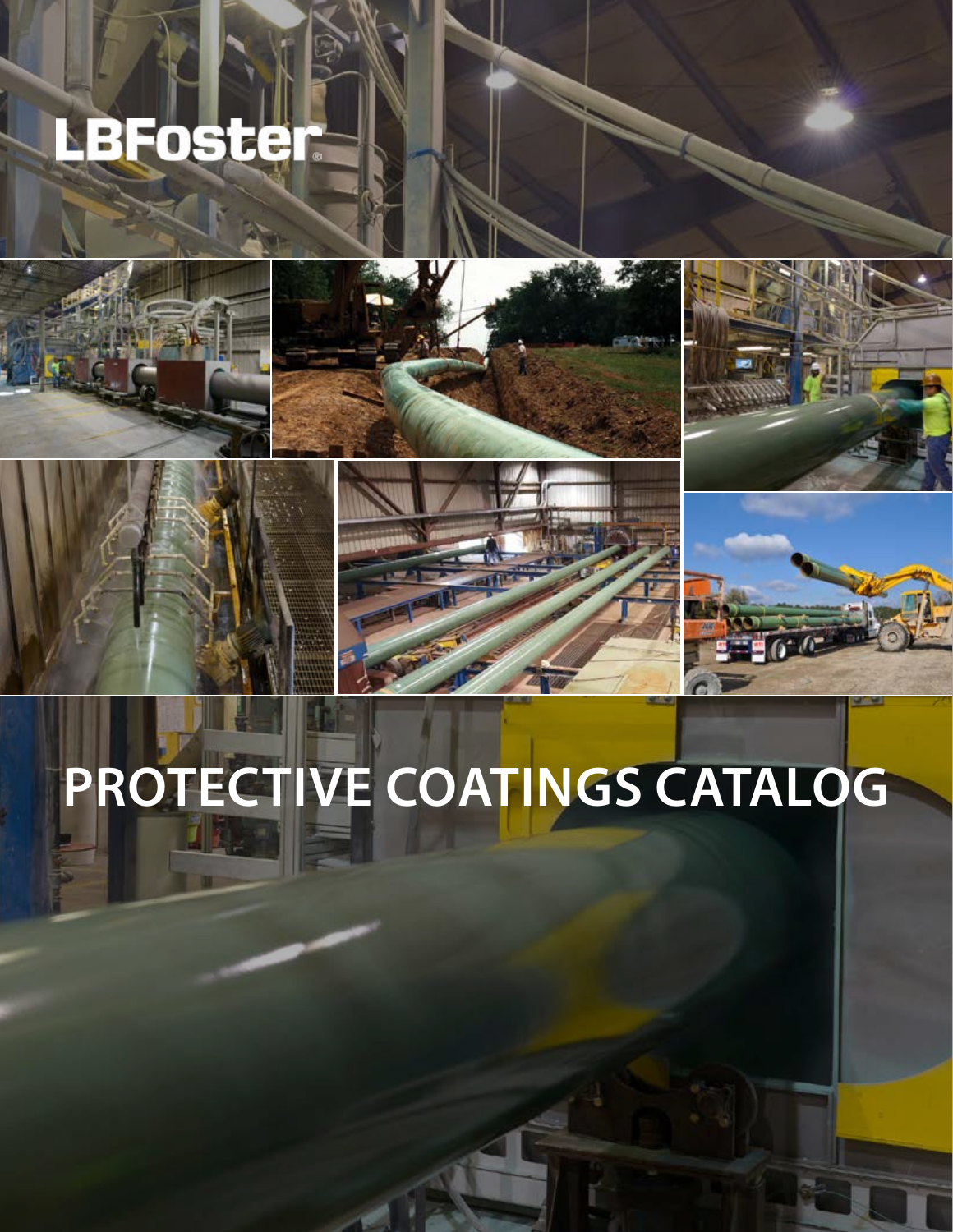LBFoster

# PROTECTIVE COATINGS CATALOG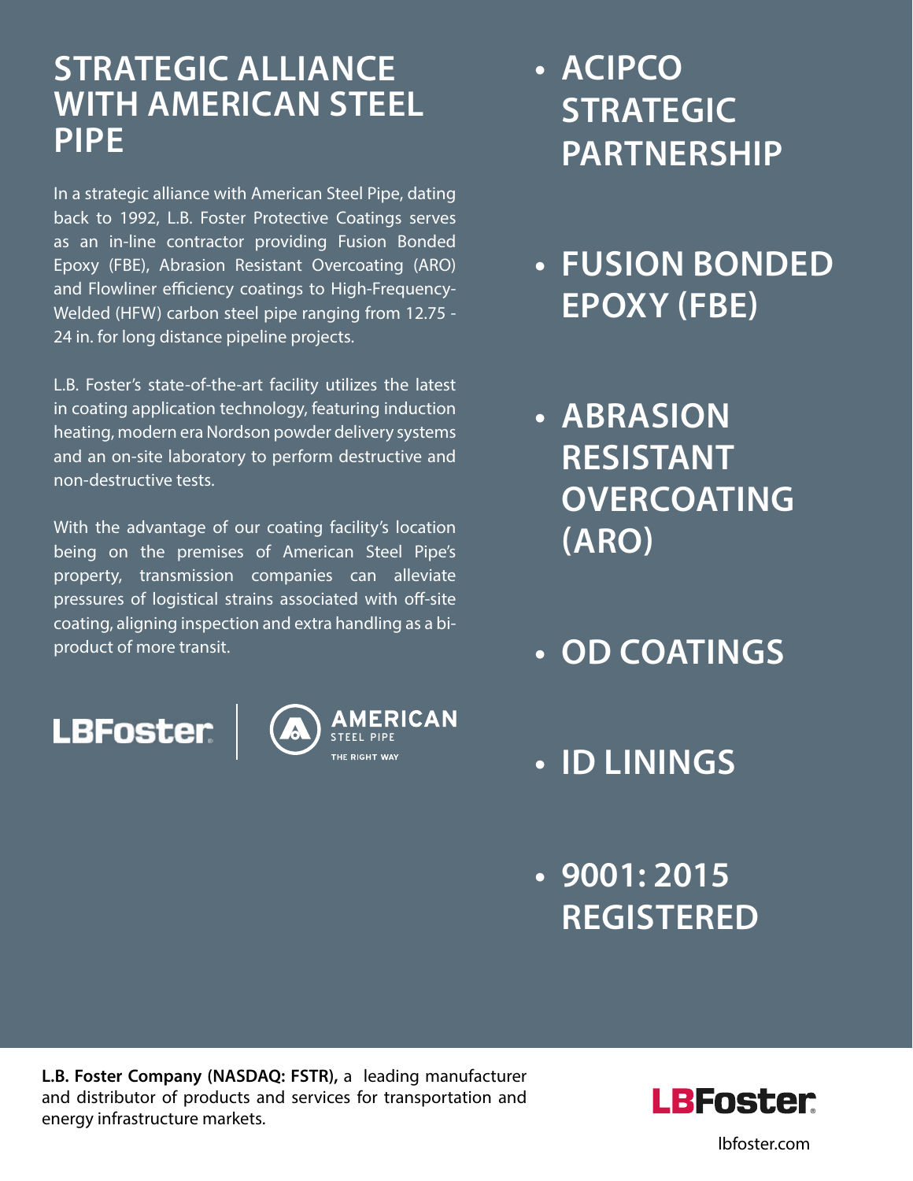## STRATEGIC ALLIANCE WITH AMERICAN STEEL PIPE

In a strategic alliance with American Steel Pipe, dating back to 1992, L.B. Foster Protective Coatings serves as an in-line contractor providing Fusion Bonded Epoxy (FBE), Abrasion Resistant Overcoating (ARO) and Flowliner efficiency coatings to High-Frequency-Welded (HFW) carbon steel pipe ranging from 12.75 - 24 in. for long distance pipeline projects.

L.B. Foster's state-of-the-art facility utilizes the latest in coating application technology, featuring induction heating, modern era Nordson powder delivery systems and an on-site laboratory to perform destructive and non-destructive tests.

With the advantage of our coating facility's location being on the premises of American Steel Pipe's property, transmission companies can alleviate pressures of logistical strains associated with off-site coating, aligning inspection and extra handling as a bi-product of more transit.

LBFoster | AMERICAN STEEL PIPE — THE RIGHT WAY

- **ACIPCO STRATEGIC PARTNERSHIP**
- **FUSION BONDED EPOXY (FBE)**
- **ABRASION RESISTANT OVERCOATING (ARO)**
- **OD COATINGS**
- **ID LININGS**
- **9001: 2015 REGISTERED**

**L.B. Foster Company (NASDAQ: FSTR),** a leading manufacturer and distributor of products and services for transportation and energy infrastructure markets.

LBFoster

lbfoster.com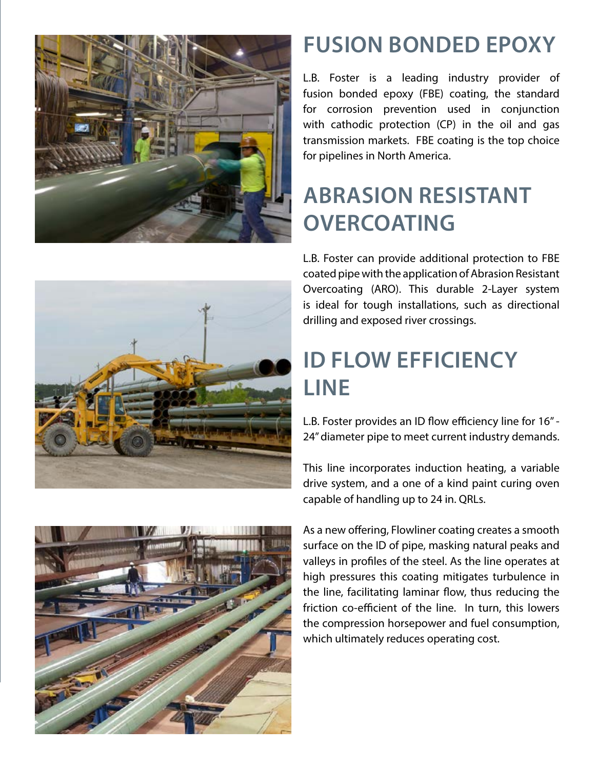# FUSION BONDED EPOXY

L.B. Foster is a leading industry provider of fusion bonded epoxy (FBE) coating, the standard for corrosion prevention used in conjunction with cathodic protection (CP) in the oil and gas transmission markets. FBE coating is the top choice for pipelines in North America.

# ABRASION RESISTANT OVERCOATING

L.B. Foster can provide additional protection to FBE coated pipe with the application of Abrasion Resistant Overcoating (ARO). This durable 2-Layer system is ideal for tough installations, such as directional drilling and exposed river crossings.

# ID FLOW EFFICIENCY LINE

L.B. Foster provides an ID flow efficiency line for 16" - 24" diameter pipe to meet current industry demands.

This line incorporates induction heating, a variable drive system, and a one of a kind paint curing oven capable of handling up to 24 in. QRLs.

As a new offering, Flowliner coating creates a smooth surface on the ID of pipe, masking natural peaks and valleys in profiles of the steel. As the line operates at high pressures this coating mitigates turbulence in the line, facilitating laminar flow, thus reducing the friction co-efficient of the line. In turn, this lowers the compression horsepower and fuel consumption, which ultimately reduces operating cost.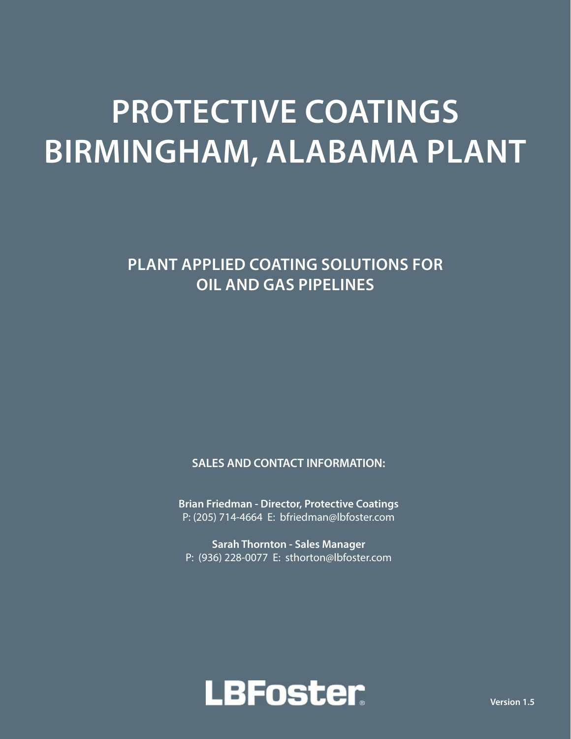# PROTECTIVE COATINGS BIRMINGHAM, ALABAMA PLANT

## PLANT APPLIED COATING SOLUTIONS FOR OIL AND GAS PIPELINES

**SALES AND CONTACT INFORMATION:**

**Brian Friedman - Director, Protective Coatings**
P: (205) 714-4664 E: bfriedman@lbfoster.com

**Sarah Thornton - Sales Manager**
P: (936) 228-0077 E: sthorton@lbfoster.com

LBFoster®

**Version 1.5**